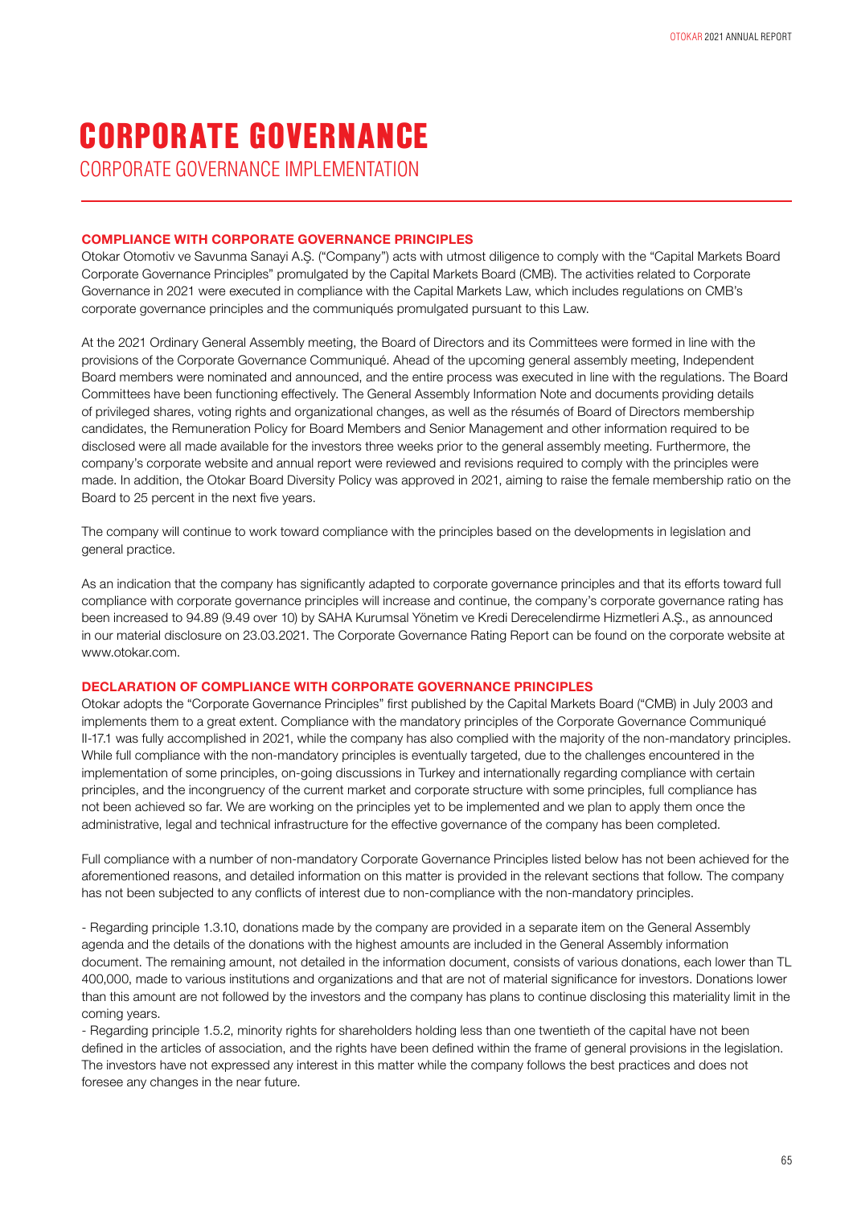# CORPORATE GOVERNANCE

## CORPORATE GOVERNANCE IMPLEMENTATION

### COMPLIANCE WITH CORPORATE GOVERNANCE PRINCIPLES

Otokar Otomotiv ve Savunma Sanayi A.Ş. ("Company") acts with utmost diligence to comply with the "Capital Markets Board Corporate Governance Principles" promulgated by the Capital Markets Board (CMB). The activities related to Corporate Governance in 2021 were executed in compliance with the Capital Markets Law, which includes regulations on CMB's corporate governance principles and the communiqués promulgated pursuant to this Law.

At the 2021 Ordinary General Assembly meeting, the Board of Directors and its Committees were formed in line with the provisions of the Corporate Governance Communiqué. Ahead of the upcoming general assembly meeting, Independent Board members were nominated and announced, and the entire process was executed in line with the regulations. The Board Committees have been functioning effectively. The General Assembly Information Note and documents providing details of privileged shares, voting rights and organizational changes, as well as the résumés of Board of Directors membership candidates, the Remuneration Policy for Board Members and Senior Management and other information required to be disclosed were all made available for the investors three weeks prior to the general assembly meeting. Furthermore, the company's corporate website and annual report were reviewed and revisions required to comply with the principles were made. In addition, the Otokar Board Diversity Policy was approved in 2021, aiming to raise the female membership ratio on the Board to 25 percent in the next five years.

The company will continue to work toward compliance with the principles based on the developments in legislation and general practice.

As an indication that the company has significantly adapted to corporate governance principles and that its efforts toward full compliance with corporate governance principles will increase and continue, the company's corporate governance rating has been increased to 94.89 (9.49 over 10) by SAHA Kurumsal Yönetim ve Kredi Derecelendirme Hizmetleri A.Ş., as announced in our material disclosure on 23.03.2021. The Corporate Governance Rating Report can be found on the corporate website at www.otokar.com.

### DECLARATION OF COMPLIANCE WITH CORPORATE GOVERNANCE PRINCIPLES

Otokar adopts the "Corporate Governance Principles" first published by the Capital Markets Board ("CMB) in July 2003 and implements them to a great extent. Compliance with the mandatory principles of the Corporate Governance Communiqué II-17.1 was fully accomplished in 2021, while the company has also complied with the majority of the non-mandatory principles. While full compliance with the non-mandatory principles is eventually targeted, due to the challenges encountered in the implementation of some principles, on-going discussions in Turkey and internationally regarding compliance with certain principles, and the incongruency of the current market and corporate structure with some principles, full compliance has not been achieved so far. We are working on the principles yet to be implemented and we plan to apply them once the administrative, legal and technical infrastructure for the effective governance of the company has been completed.

Full compliance with a number of non-mandatory Corporate Governance Principles listed below has not been achieved for the aforementioned reasons, and detailed information on this matter is provided in the relevant sections that follow. The company has not been subjected to any conflicts of interest due to non-compliance with the non-mandatory principles.

- Regarding principle 1.3.10, donations made by the company are provided in a separate item on the General Assembly agenda and the details of the donations with the highest amounts are included in the General Assembly information document. The remaining amount, not detailed in the information document, consists of various donations, each lower than TL 400,000, made to various institutions and organizations and that are not of material significance for investors. Donations lower than this amount are not followed by the investors and the company has plans to continue disclosing this materiality limit in the coming years.
- Regarding principle 1.5.2, minority rights for shareholders holding less than one twentieth of the capital have not been defined in the articles of association, and the rights have been defined within the frame of general provisions in the legislation. The investors have not expressed any interest in this matter while the company follows the best practices and does not foresee any changes in the near future.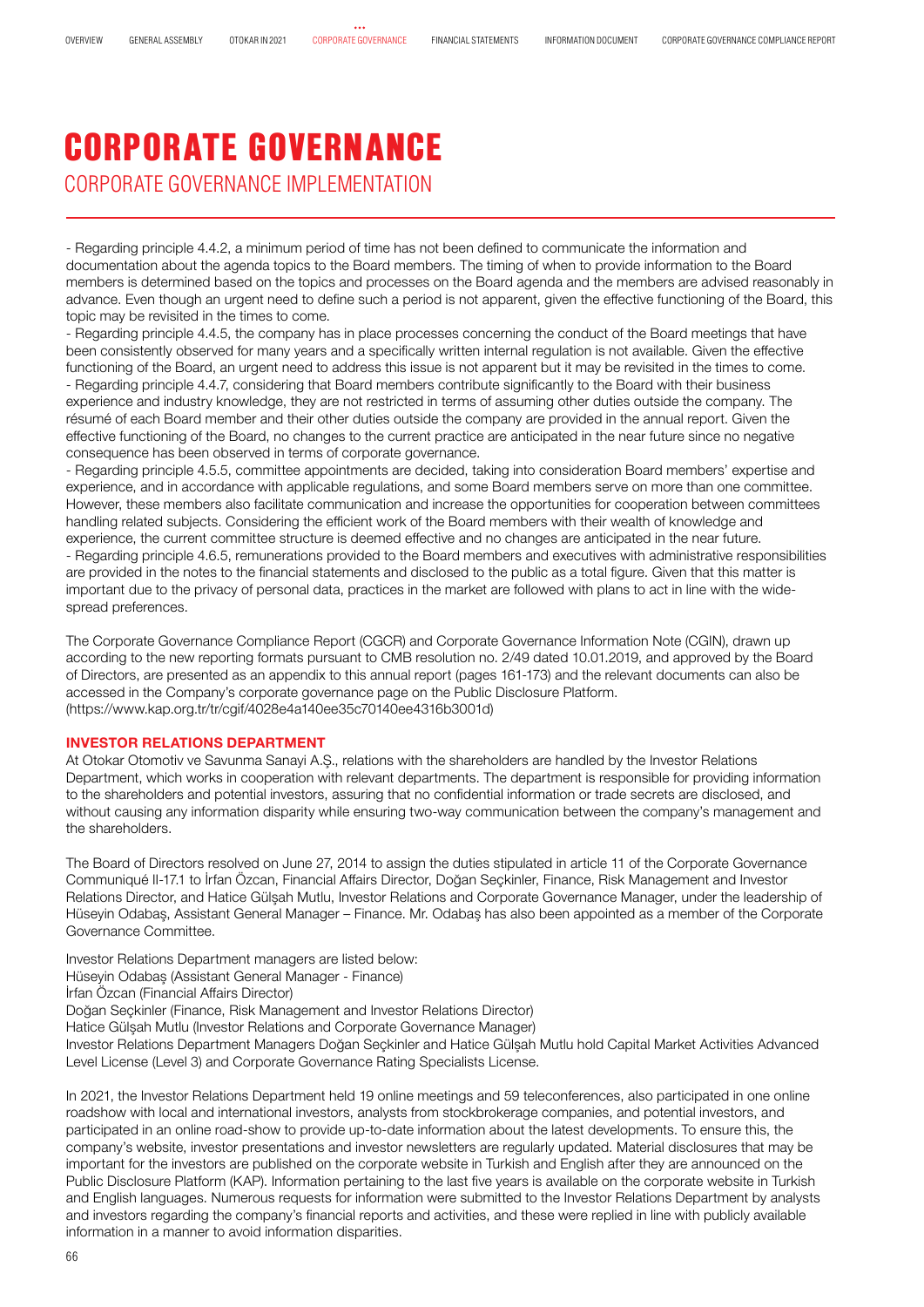# CORPORATE GOVERNANCE

## CORPORATE GOVERNANCE IMPLEMENTATION

- Regarding principle 4.4.2, a minimum period of time has not been defined to communicate the information and documentation about the agenda topics to the Board members. The timing of when to provide information to the Board members is determined based on the topics and processes on the Board agenda and the members are advised reasonably in advance. Even though an urgent need to define such a period is not apparent, given the effective functioning of the Board, this topic may be revisited in the times to come.
- Regarding principle 4.4.5, the company has in place processes concerning the conduct of the Board meetings that have been consistently observed for many years and a specifically written internal regulation is not available. Given the effective functioning of the Board, an urgent need to address this issue is not apparent but it may be revisited in the times to come.
- Regarding principle 4.4.7, considering that Board members contribute significantly to the Board with their business experience and industry knowledge, they are not restricted in terms of assuming other duties outside the company. The résumé of each Board member and their other duties outside the company are provided in the annual report. Given the effective functioning of the Board, no changes to the current practice are anticipated in the near future since no negative consequence has been observed in terms of corporate governance.
- Regarding principle 4.5.5, committee appointments are decided, taking into consideration Board members' expertise and experience, and in accordance with applicable regulations, and some Board members serve on more than one committee. However, these members also facilitate communication and increase the opportunities for cooperation between committees handling related subjects. Considering the efficient work of the Board members with their wealth of knowledge and experience, the current committee structure is deemed effective and no changes are anticipated in the near future.
- Regarding principle 4.6.5, remunerations provided to the Board members and executives with administrative responsibilities are provided in the notes to the financial statements and disclosed to the public as a total figure. Given that this matter is important due to the privacy of personal data, practices in the market are followed with plans to act in line with the wide-spread preferences.

The Corporate Governance Compliance Report (CGCR) and Corporate Governance Information Note (CGIN), drawn up according to the new reporting formats pursuant to CMB resolution no. 2/49 dated 10.01.2019, and approved by the Board of Directors, are presented as an appendix to this annual report (pages 161-173) and the relevant documents can also be accessed in the Company's corporate governance page on the Public Disclosure Platform. (https://www.kap.org.tr/tr/cgif/4028e4a140ee35c70140ee4316b3001d)

### INVESTOR RELATIONS DEPARTMENT

At Otokar Otomotiv ve Savunma Sanayi A.Ş., relations with the shareholders are handled by the Investor Relations Department, which works in cooperation with relevant departments. The department is responsible for providing information to the shareholders and potential investors, assuring that no confidential information or trade secrets are disclosed, and without causing any information disparity while ensuring two-way communication between the company's management and the shareholders.

The Board of Directors resolved on June 27, 2014 to assign the duties stipulated in article 11 of the Corporate Governance Communiqué II-17.1 to İrfan Özcan, Financial Affairs Director, Doğan Seçkinler, Finance, Risk Management and Investor Relations Director, and Hatice Gülşah Mutlu, Investor Relations and Corporate Governance Manager, under the leadership of Hüseyin Odabaş, Assistant General Manager – Finance. Mr. Odabaş has also been appointed as a member of the Corporate Governance Committee.

Investor Relations Department managers are listed below:
Hüseyin Odabaş (Assistant General Manager - Finance)
İrfan Özcan (Financial Affairs Director)
Doğan Seçkinler (Finance, Risk Management and Investor Relations Director)
Hatice Gülşah Mutlu (Investor Relations and Corporate Governance Manager)
Investor Relations Department Managers Doğan Seçkinler and Hatice Gülşah Mutlu hold Capital Market Activities Advanced Level License (Level 3) and Corporate Governance Rating Specialists License.

In 2021, the Investor Relations Department held 19 online meetings and 59 teleconferences, also participated in one online roadshow with local and international investors, analysts from stockbrokerage companies, and potential investors, and participated in an online road-show to provide up-to-date information about the latest developments. To ensure this, the company's website, investor presentations and investor newsletters are regularly updated. Material disclosures that may be important for the investors are published on the corporate website in Turkish and English after they are announced on the Public Disclosure Platform (KAP). Information pertaining to the last five years is available on the corporate website in Turkish and English languages. Numerous requests for information were submitted to the Investor Relations Department by analysts and investors regarding the company's financial reports and activities, and these were replied in line with publicly available information in a manner to avoid information disparities.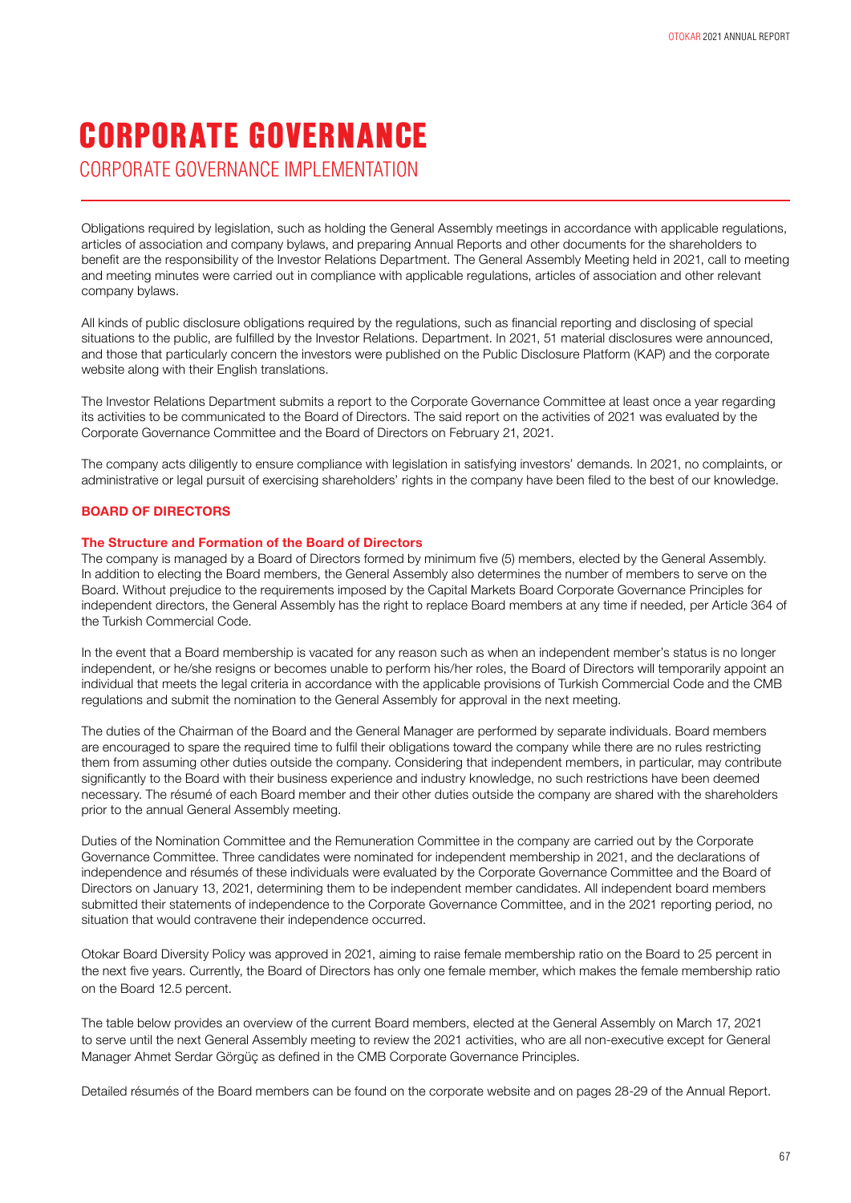# CORPORATE GOVERNANCE

## CORPORATE GOVERNANCE IMPLEMENTATION

Obligations required by legislation, such as holding the General Assembly meetings in accordance with applicable regulations, articles of association and company bylaws, and preparing Annual Reports and other documents for the shareholders to benefit are the responsibility of the Investor Relations Department. The General Assembly Meeting held in 2021, call to meeting and meeting minutes were carried out in compliance with applicable regulations, articles of association and other relevant company bylaws.

All kinds of public disclosure obligations required by the regulations, such as financial reporting and disclosing of special situations to the public, are fulfilled by the Investor Relations. Department. In 2021, 51 material disclosures were announced, and those that particularly concern the investors were published on the Public Disclosure Platform (KAP) and the corporate website along with their English translations.

The Investor Relations Department submits a report to the Corporate Governance Committee at least once a year regarding its activities to be communicated to the Board of Directors. The said report on the activities of 2021 was evaluated by the Corporate Governance Committee and the Board of Directors on February 21, 2021.

The company acts diligently to ensure compliance with legislation in satisfying investors' demands. In 2021, no complaints, or administrative or legal pursuit of exercising shareholders' rights in the company have been filed to the best of our knowledge.

### BOARD OF DIRECTORS

#### The Structure and Formation of the Board of Directors

The company is managed by a Board of Directors formed by minimum five (5) members, elected by the General Assembly. In addition to electing the Board members, the General Assembly also determines the number of members to serve on the Board. Without prejudice to the requirements imposed by the Capital Markets Board Corporate Governance Principles for independent directors, the General Assembly has the right to replace Board members at any time if needed, per Article 364 of the Turkish Commercial Code.

In the event that a Board membership is vacated for any reason such as when an independent member's status is no longer independent, or he/she resigns or becomes unable to perform his/her roles, the Board of Directors will temporarily appoint an individual that meets the legal criteria in accordance with the applicable provisions of Turkish Commercial Code and the CMB regulations and submit the nomination to the General Assembly for approval in the next meeting.

The duties of the Chairman of the Board and the General Manager are performed by separate individuals. Board members are encouraged to spare the required time to fulfil their obligations toward the company while there are no rules restricting them from assuming other duties outside the company. Considering that independent members, in particular, may contribute significantly to the Board with their business experience and industry knowledge, no such restrictions have been deemed necessary. The résumé of each Board member and their other duties outside the company are shared with the shareholders prior to the annual General Assembly meeting.

Duties of the Nomination Committee and the Remuneration Committee in the company are carried out by the Corporate Governance Committee. Three candidates were nominated for independent membership in 2021, and the declarations of independence and résumés of these individuals were evaluated by the Corporate Governance Committee and the Board of Directors on January 13, 2021, determining them to be independent member candidates. All independent board members submitted their statements of independence to the Corporate Governance Committee, and in the 2021 reporting period, no situation that would contravene their independence occurred.

Otokar Board Diversity Policy was approved in 2021, aiming to raise female membership ratio on the Board to 25 percent in the next five years. Currently, the Board of Directors has only one female member, which makes the female membership ratio on the Board 12.5 percent.

The table below provides an overview of the current Board members, elected at the General Assembly on March 17, 2021 to serve until the next General Assembly meeting to review the 2021 activities, who are all non-executive except for General Manager Ahmet Serdar Görgüç as defined in the CMB Corporate Governance Principles.

Detailed résumés of the Board members can be found on the corporate website and on pages 28-29 of the Annual Report.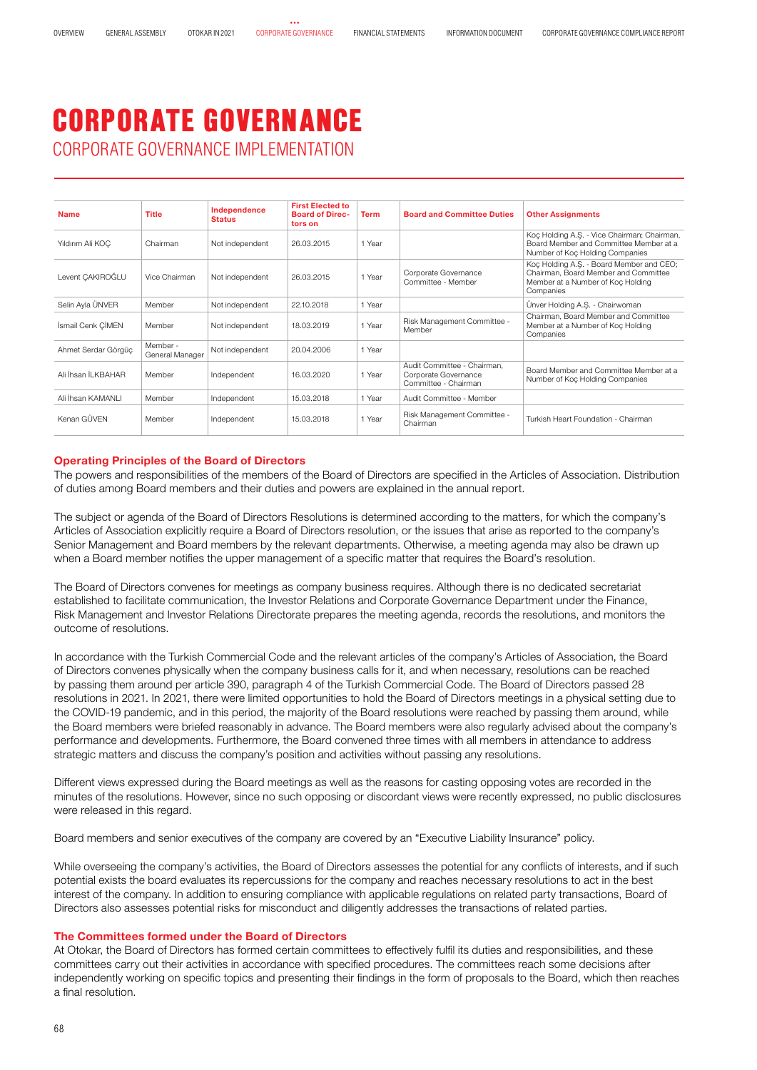# CORPORATE GOVERNANCE

## CORPORATE GOVERNANCE IMPLEMENTATION

| Name | Title | Independence Status | First Elected to Board of Directors on | Term | Board and Committee Duties | Other Assignments |
|---|---|---|---|---|---|---|
| Yıldırım Ali KOÇ | Chairman | Not independent | 26.03.2015 | 1 Year | | Koç Holding A.Ş. - Vice Chairman; Chairman, Board Member and Committee Member at a Number of Koç Holding Companies |
| Levent ÇAKIROĞLU | Vice Chairman | Not independent | 26.03.2015 | 1 Year | Corporate Governance Committee - Member | Koç Holding A.Ş. - Board Member and CEO; Chairman, Board Member and Committee Member at a Number of Koç Holding Companies |
| Selin Ayla ÜNVER | Member | Not independent | 22.10.2018 | 1 Year | | Ünver Holding A.Ş. - Chairwoman |
| İsmail Cenk ÇİMEN | Member | Not independent | 18.03.2019 | 1 Year | Risk Management Committee - Member | Chairman, Board Member and Committee Member at a Number of Koç Holding Companies |
| Ahmet Serdar Görgüç | Member - General Manager | Not independent | 20.04.2006 | 1 Year | | |
| Ali İhsan İLKBAHAR | Member | Independent | 16.03.2020 | 1 Year | Audit Committee - Chairman, Corporate Governance Committee - Chairman | Board Member and Committee Member at a Number of Koç Holding Companies |
| Ali İhsan KAMANLI | Member | Independent | 15.03.2018 | 1 Year | Audit Committee - Member | |
| Kenan GÜVEN | Member | Independent | 15.03.2018 | 1 Year | Risk Management Committee - Chairman | Turkish Heart Foundation - Chairman |

### Operating Principles of the Board of Directors

The powers and responsibilities of the members of the Board of Directors are specified in the Articles of Association. Distribution of duties among Board members and their duties and powers are explained in the annual report.

The subject or agenda of the Board of Directors Resolutions is determined according to the matters, for which the company's Articles of Association explicitly require a Board of Directors resolution, or the issues that arise as reported to the company's Senior Management and Board members by the relevant departments. Otherwise, a meeting agenda may also be drawn up when a Board member notifies the upper management of a specific matter that requires the Board's resolution.

The Board of Directors convenes for meetings as company business requires. Although there is no dedicated secretariat established to facilitate communication, the Investor Relations and Corporate Governance Department under the Finance, Risk Management and Investor Relations Directorate prepares the meeting agenda, records the resolutions, and monitors the outcome of resolutions.

In accordance with the Turkish Commercial Code and the relevant articles of the company's Articles of Association, the Board of Directors convenes physically when the company business calls for it, and when necessary, resolutions can be reached by passing them around per article 390, paragraph 4 of the Turkish Commercial Code. The Board of Directors passed 28 resolutions in 2021. In 2021, there were limited opportunities to hold the Board of Directors meetings in a physical setting due to the COVID-19 pandemic, and in this period, the majority of the Board resolutions were reached by passing them around, while the Board members were briefed reasonably in advance. The Board members were also regularly advised about the company's performance and developments. Furthermore, the Board convened three times with all members in attendance to address strategic matters and discuss the company's position and activities without passing any resolutions.

Different views expressed during the Board meetings as well as the reasons for casting opposing votes are recorded in the minutes of the resolutions. However, since no such opposing or discordant views were recently expressed, no public disclosures were released in this regard.

Board members and senior executives of the company are covered by an "Executive Liability Insurance" policy.

While overseeing the company's activities, the Board of Directors assesses the potential for any conflicts of interests, and if such potential exists the board evaluates its repercussions for the company and reaches necessary resolutions to act in the best interest of the company. In addition to ensuring compliance with applicable regulations on related party transactions, Board of Directors also assesses potential risks for misconduct and diligently addresses the transactions of related parties.

### The Committees formed under the Board of Directors

At Otokar, the Board of Directors has formed certain committees to effectively fulfil its duties and responsibilities, and these committees carry out their activities in accordance with specified procedures. The committees reach some decisions after independently working on specific topics and presenting their findings in the form of proposals to the Board, which then reaches a final resolution.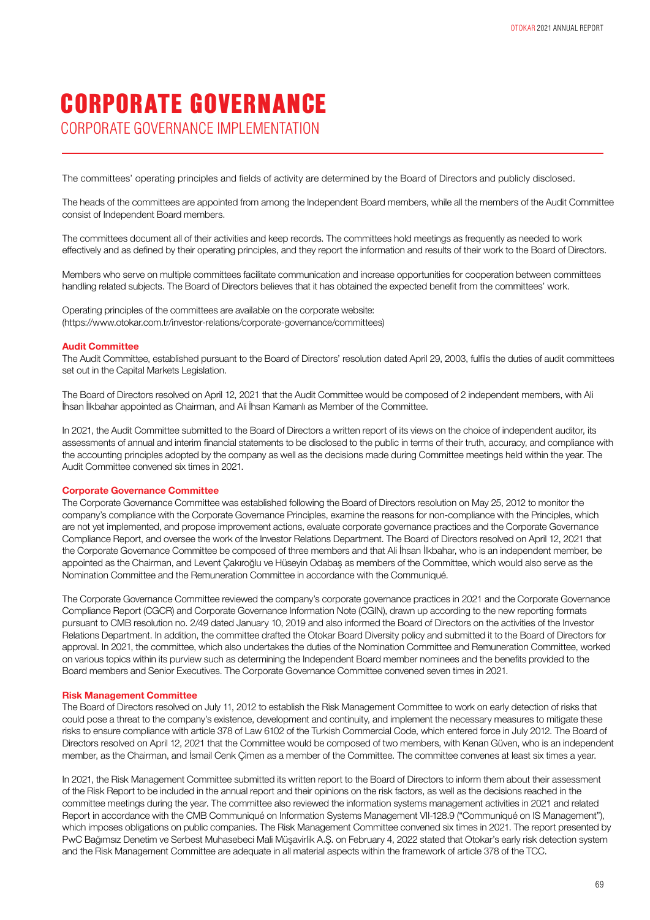# CORPORATE GOVERNANCE

## CORPORATE GOVERNANCE IMPLEMENTATION

The committees' operating principles and fields of activity are determined by the Board of Directors and publicly disclosed.

The heads of the committees are appointed from among the Independent Board members, while all the members of the Audit Committee consist of Independent Board members.

The committees document all of their activities and keep records. The committees hold meetings as frequently as needed to work effectively and as defined by their operating principles, and they report the information and results of their work to the Board of Directors.

Members who serve on multiple committees facilitate communication and increase opportunities for cooperation between committees handling related subjects. The Board of Directors believes that it has obtained the expected benefit from the committees' work.

Operating principles of the committees are available on the corporate website:
(https://www.otokar.com.tr/investor-relations/corporate-governance/committees)

**Audit Committee**

The Audit Committee, established pursuant to the Board of Directors' resolution dated April 29, 2003, fulfils the duties of audit committees set out in the Capital Markets Legislation.

The Board of Directors resolved on April 12, 2021 that the Audit Committee would be composed of 2 independent members, with Ali İhsan İlkbahar appointed as Chairman, and Ali İhsan Kamanlı as Member of the Committee.

In 2021, the Audit Committee submitted to the Board of Directors a written report of its views on the choice of independent auditor, its assessments of annual and interim financial statements to be disclosed to the public in terms of their truth, accuracy, and compliance with the accounting principles adopted by the company as well as the decisions made during Committee meetings held within the year. The Audit Committee convened six times in 2021.

**Corporate Governance Committee**

The Corporate Governance Committee was established following the Board of Directors resolution on May 25, 2012 to monitor the company's compliance with the Corporate Governance Principles, examine the reasons for non-compliance with the Principles, which are not yet implemented, and propose improvement actions, evaluate corporate governance practices and the Corporate Governance Compliance Report, and oversee the work of the Investor Relations Department. The Board of Directors resolved on April 12, 2021 that the Corporate Governance Committee be composed of three members and that Ali İhsan İlkbahar, who is an independent member, be appointed as the Chairman, and Levent Çakıroğlu ve Hüseyin Odabaş as members of the Committee, which would also serve as the Nomination Committee and the Remuneration Committee in accordance with the Communiqué.

The Corporate Governance Committee reviewed the company's corporate governance practices in 2021 and the Corporate Governance Compliance Report (CGCR) and Corporate Governance Information Note (CGIN), drawn up according to the new reporting formats pursuant to CMB resolution no. 2/49 dated January 10, 2019 and also informed the Board of Directors on the activities of the Investor Relations Department. In addition, the committee drafted the Otokar Board Diversity policy and submitted it to the Board of Directors for approval. In 2021, the committee, which also undertakes the duties of the Nomination Committee and Remuneration Committee, worked on various topics within its purview such as determining the Independent Board member nominees and the benefits provided to the Board members and Senior Executives. The Corporate Governance Committee convened seven times in 2021.

**Risk Management Committee**

The Board of Directors resolved on July 11, 2012 to establish the Risk Management Committee to work on early detection of risks that could pose a threat to the company's existence, development and continuity, and implement the necessary measures to mitigate these risks to ensure compliance with article 378 of Law 6102 of the Turkish Commercial Code, which entered force in July 2012. The Board of Directors resolved on April 12, 2021 that the Committee would be composed of two members, with Kenan Güven, who is an independent member, as the Chairman, and İsmail Cenk Çimen as a member of the Committee. The committee convenes at least six times a year.

In 2021, the Risk Management Committee submitted its written report to the Board of Directors to inform them about their assessment of the Risk Report to be included in the annual report and their opinions on the risk factors, as well as the decisions reached in the committee meetings during the year. The committee also reviewed the information systems management activities in 2021 and related Report in accordance with the CMB Communiqué on Information Systems Management VII-128.9 ("Communiqué on IS Management"), which imposes obligations on public companies. The Risk Management Committee convened six times in 2021. The report presented by PwC Bağımsız Denetim ve Serbest Muhasebeci Mali Müşavirlik A.Ş. on February 4, 2022 stated that Otokar's early risk detection system and the Risk Management Committee are adequate in all material aspects within the framework of article 378 of the TCC.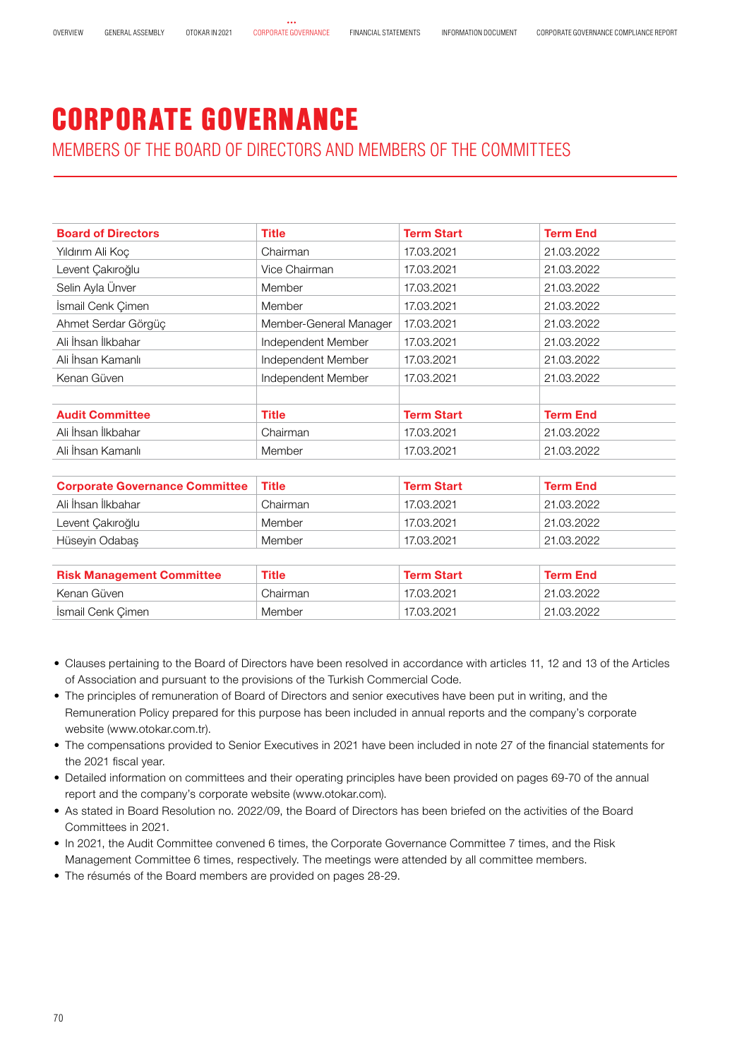# CORPORATE GOVERNANCE

## MEMBERS OF THE BOARD OF DIRECTORS AND MEMBERS OF THE COMMITTEES

| Board of Directors | Title | Term Start | Term End |
|---|---|---|---|
| Yıldırım Ali Koç | Chairman | 17.03.2021 | 21.03.2022 |
| Levent Çakıroğlu | Vice Chairman | 17.03.2021 | 21.03.2022 |
| Selin Ayla Ünver | Member | 17.03.2021 | 21.03.2022 |
| İsmail Cenk Çimen | Member | 17.03.2021 | 21.03.2022 |
| Ahmet Serdar Görgüç | Member-General Manager | 17.03.2021 | 21.03.2022 |
| Ali İhsan İlkbahar | Independent Member | 17.03.2021 | 21.03.2022 |
| Ali İhsan Kamanlı | Independent Member | 17.03.2021 | 21.03.2022 |
| Kenan Güven | Independent Member | 17.03.2021 | 21.03.2022 |

| Audit Committee | Title | Term Start | Term End |
|---|---|---|---|
| Ali İhsan İlkbahar | Chairman | 17.03.2021 | 21.03.2022 |
| Ali İhsan Kamanlı | Member | 17.03.2021 | 21.03.2022 |

| Corporate Governance Committee | Title | Term Start | Term End |
|---|---|---|---|
| Ali İhsan İlkbahar | Chairman | 17.03.2021 | 21.03.2022 |
| Levent Çakıroğlu | Member | 17.03.2021 | 21.03.2022 |
| Hüseyin Odabaş | Member | 17.03.2021 | 21.03.2022 |

| Risk Management Committee | Title | Term Start | Term End |
|---|---|---|---|
| Kenan Güven | Chairman | 17.03.2021 | 21.03.2022 |
| İsmail Cenk Çimen | Member | 17.03.2021 | 21.03.2022 |

- Clauses pertaining to the Board of Directors have been resolved in accordance with articles 11, 12 and 13 of the Articles of Association and pursuant to the provisions of the Turkish Commercial Code.
- The principles of remuneration of Board of Directors and senior executives have been put in writing, and the Remuneration Policy prepared for this purpose has been included in annual reports and the company's corporate website (www.otokar.com.tr).
- The compensations provided to Senior Executives in 2021 have been included in note 27 of the financial statements for the 2021 fiscal year.
- Detailed information on committees and their operating principles have been provided on pages 69-70 of the annual report and the company's corporate website (www.otokar.com).
- As stated in Board Resolution no. 2022/09, the Board of Directors has been briefed on the activities of the Board Committees in 2021.
- In 2021, the Audit Committee convened 6 times, the Corporate Governance Committee 7 times, and the Risk Management Committee 6 times, respectively. The meetings were attended by all committee members.
- The résumés of the Board members are provided on pages 28-29.